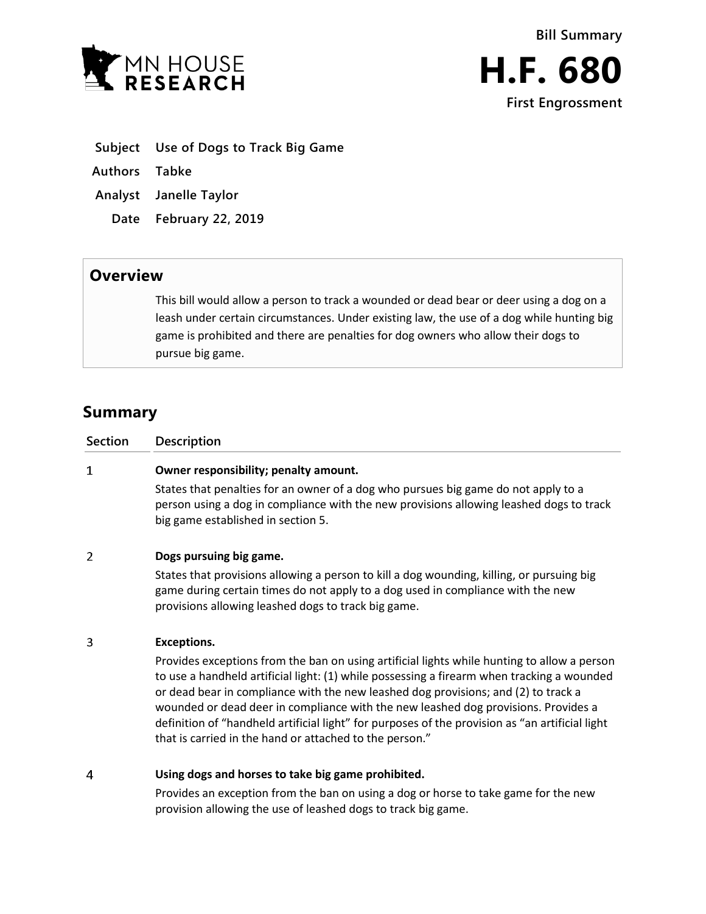MN HOUSE RESEARCH

**Bill Summary**

# H.F. 680

**First Engrossment**

| | |
|---|---|
| **Subject** | **Use of Dogs to Track Big Game** |
| **Authors** | **Tabke** |
| **Analyst** | **Janelle Taylor** |
| **Date** | **February 22, 2019** |

## Overview

This bill would allow a person to track a wounded or dead bear or deer using a dog on a leash under certain circumstances. Under existing law, the use of a dog while hunting big game is prohibited and there are penalties for dog owners who allow their dogs to pursue big game.

## Summary

| Section | Description |
|---|---|
| 1 | **Owner responsibility; penalty amount.** States that penalties for an owner of a dog who pursues big game do not apply to a person using a dog in compliance with the new provisions allowing leashed dogs to track big game established in section 5. |
| 2 | **Dogs pursuing big game.** States that provisions allowing a person to kill a dog wounding, killing, or pursuing big game during certain times do not apply to a dog used in compliance with the new provisions allowing leashed dogs to track big game. |
| 3 | **Exceptions.** Provides exceptions from the ban on using artificial lights while hunting to allow a person to use a handheld artificial light: (1) while possessing a firearm when tracking a wounded or dead bear in compliance with the new leashed dog provisions; and (2) to track a wounded or dead deer in compliance with the new leashed dog provisions. Provides a definition of "handheld artificial light" for purposes of the provision as "an artificial light that is carried in the hand or attached to the person." |
| 4 | **Using dogs and horses to take big game prohibited.** Provides an exception from the ban on using a dog or horse to take game for the new provision allowing the use of leashed dogs to track big game. |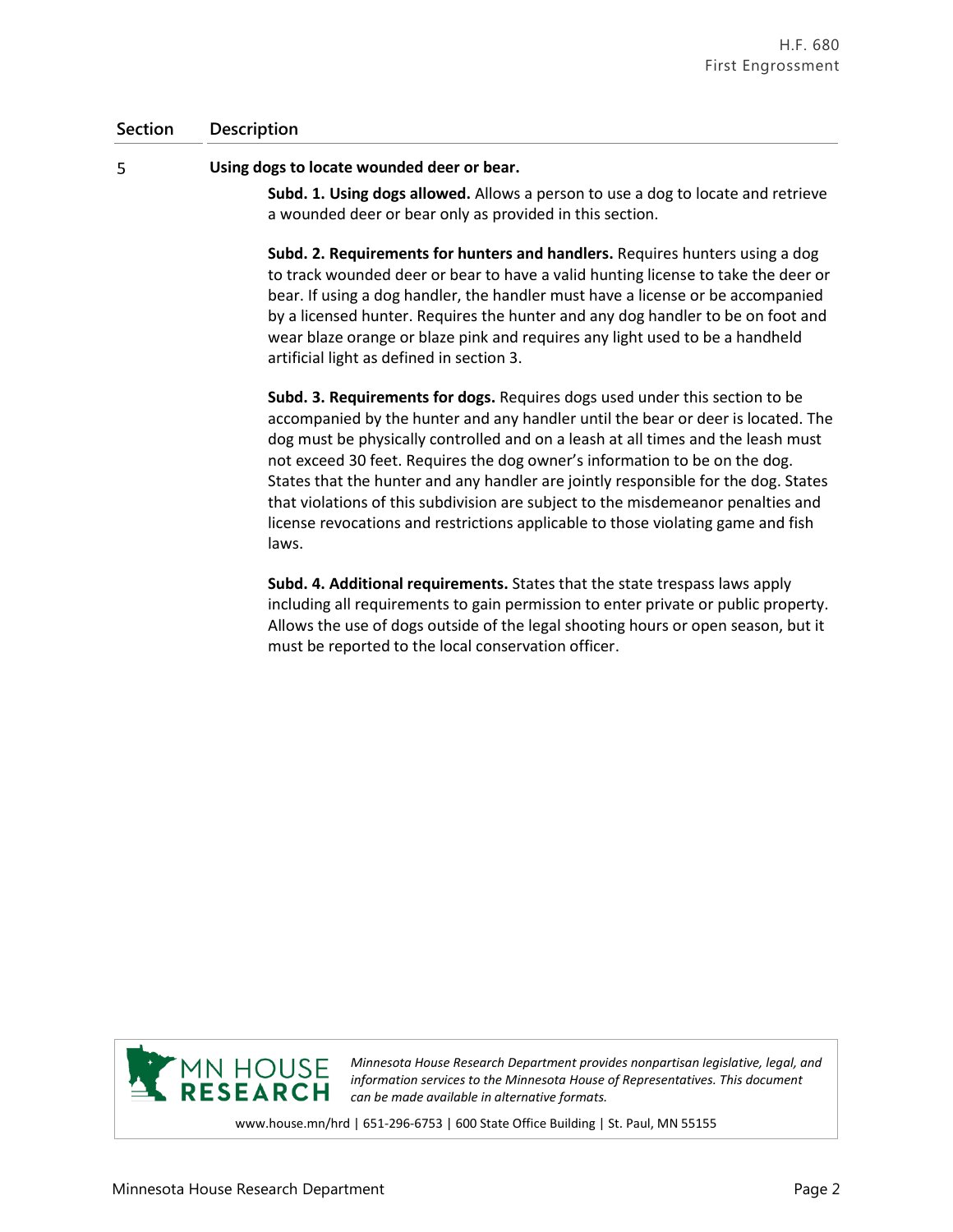| Section | Description |
| --- | --- |
| 5 | **Using dogs to locate wounded deer or bear.** |

**Subd. 1. Using dogs allowed.** Allows a person to use a dog to locate and retrieve a wounded deer or bear only as provided in this section.

**Subd. 2. Requirements for hunters and handlers.** Requires hunters using a dog to track wounded deer or bear to have a valid hunting license to take the deer or bear. If using a dog handler, the handler must have a license or be accompanied by a licensed hunter. Requires the hunter and any dog handler to be on foot and wear blaze orange or blaze pink and requires any light used to be a handheld artificial light as defined in section 3.

**Subd. 3. Requirements for dogs.** Requires dogs used under this section to be accompanied by the hunter and any handler until the bear or deer is located. The dog must be physically controlled and on a leash at all times and the leash must not exceed 30 feet. Requires the dog owner's information to be on the dog. States that the hunter and any handler are jointly responsible for the dog. States that violations of this subdivision are subject to the misdemeanor penalties and license revocations and restrictions applicable to those violating game and fish laws.

**Subd. 4. Additional requirements.** States that the state trespass laws apply including all requirements to gain permission to enter private or public property. Allows the use of dogs outside of the legal shooting hours or open season, but it must be reported to the local conservation officer.

MN HOUSE RESEARCH

*Minnesota House Research Department provides nonpartisan legislative, legal, and information services to the Minnesota House of Representatives. This document can be made available in alternative formats.*

www.house.mn/hrd | 651-296-6753 | 600 State Office Building | St. Paul, MN 55155